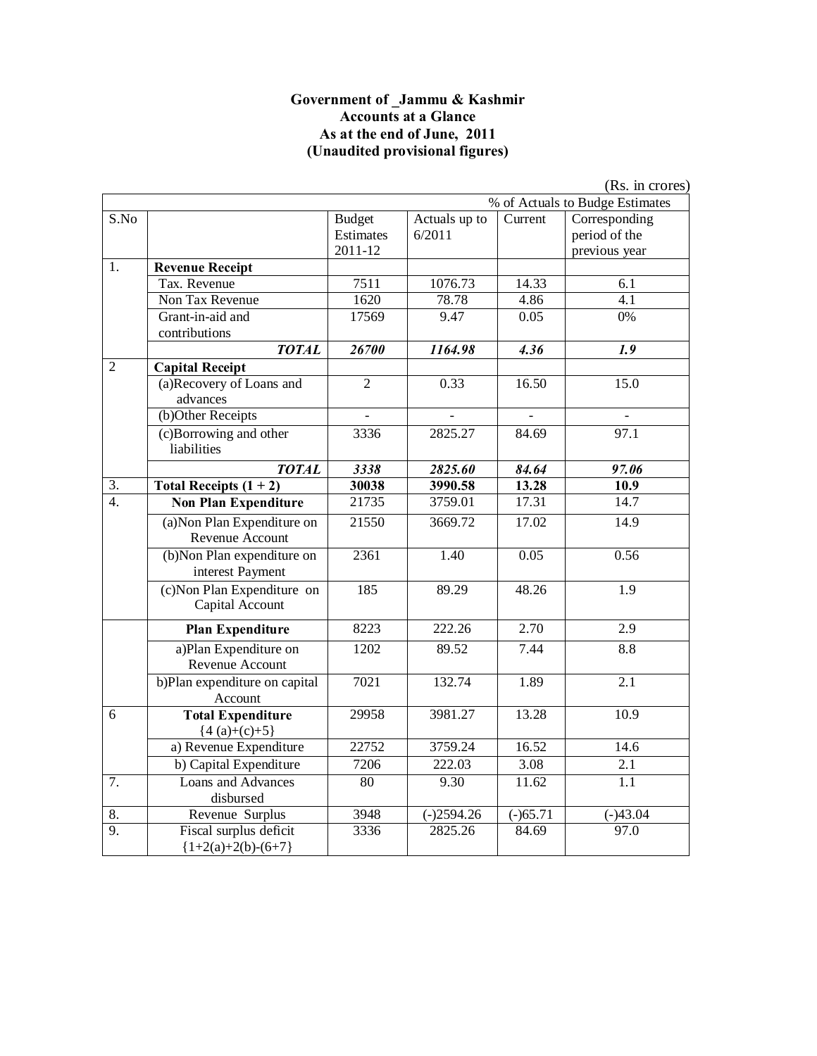**Government of _Jammu & Kashmir**
**Accounts at a Glance**
**As at the end of June, 2011**
**(Unaudited provisional figures)**

(Rs. in crores)

| S.No | | Budget Estimates 2011-12 | Actuals up to 6/2011 | % of Actuals to Budge Estimates | |
|---|---|---|---|---|---|
| | | | | Current | Corresponding period of the previous year |
| 1. | **Revenue Receipt** | | | | |
| | Tax. Revenue | 7511 | 1076.73 | 14.33 | 6.1 |
| | Non Tax Revenue | 1620 | 78.78 | 4.86 | 4.1 |
| | Grant-in-aid and contributions | 17569 | 9.47 | 0.05 | 0% |
| | ***TOTAL*** | ***26700*** | ***1164.98*** | ***4.36*** | ***1.9*** |
| 2 | **Capital Receipt** | | | | |
| | (a)Recovery of Loans and advances | 2 | 0.33 | 16.50 | 15.0 |
| | (b)Other Receipts | - | - | - | - |
| | (c)Borrowing and other liabilities | 3336 | 2825.27 | 84.69 | 97.1 |
| | ***TOTAL*** | ***3338*** | ***2825.60*** | ***84.64*** | ***97.06*** |
| 3. | **Total Receipts (1 + 2)** | **30038** | **3990.58** | **13.28** | **10.9** |
| 4. | **Non Plan Expenditure** | 21735 | 3759.01 | 17.31 | 14.7 |
| | (a)Non Plan Expenditure on Revenue Account | 21550 | 3669.72 | 17.02 | 14.9 |
| | (b)Non Plan expenditure on interest Payment | 2361 | 1.40 | 0.05 | 0.56 |
| | (c)Non Plan Expenditure on Capital Account | 185 | 89.29 | 48.26 | 1.9 |
| | **Plan Expenditure** | 8223 | 222.26 | 2.70 | 2.9 |
| | a)Plan Expenditure on Revenue Account | 1202 | 89.52 | 7.44 | 8.8 |
| | b)Plan expenditure on capital Account | 7021 | 132.74 | 1.89 | 2.1 |
| 6 | **Total Expenditure** {4 (a)+(c)+5} | 29958 | 3981.27 | 13.28 | 10.9 |
| | a) Revenue Expenditure | 22752 | 3759.24 | 16.52 | 14.6 |
| | b) Capital Expenditure | 7206 | 222.03 | 3.08 | 2.1 |
| 7. | Loans and Advances disbursed | 80 | 9.30 | 11.62 | 1.1 |
| 8. | Revenue Surplus | 3948 | (-)2594.26 | (-)65.71 | (-)43.04 |
| 9. | Fiscal surplus deficit {1+2(a)+2(b)-(6+7} | 3336 | 2825.26 | 84.69 | 97.0 |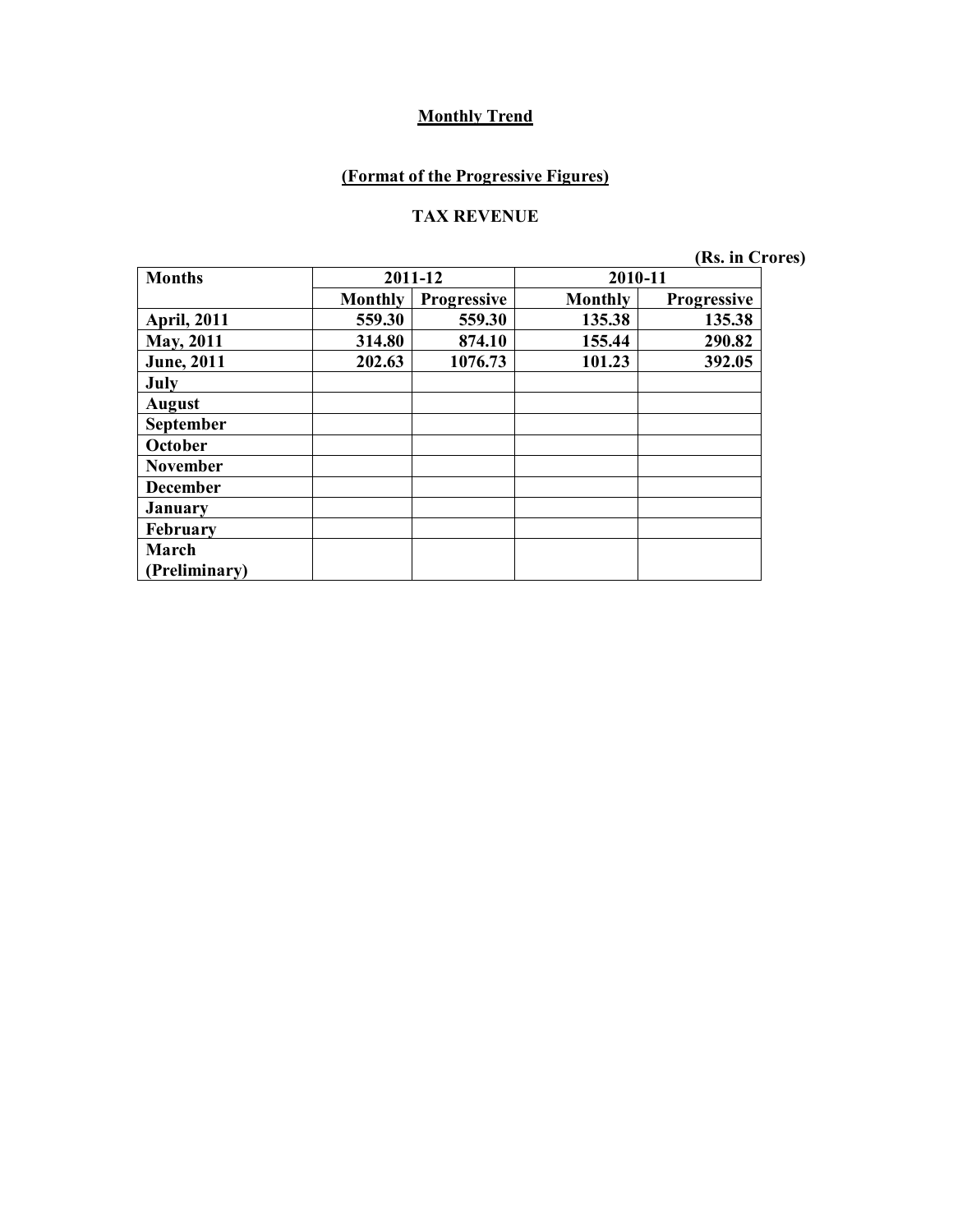## Monthly Trend

### (Format of the Progressive Figures)

### TAX REVENUE

(Rs. in Crores)

| Months | 2011-12 | | 2010-11 | |
|---|---|---|---|---|
| | Monthly | Progressive | Monthly | Progressive |
| April, 2011 | 559.30 | 559.30 | 135.38 | 135.38 |
| May, 2011 | 314.80 | 874.10 | 155.44 | 290.82 |
| June, 2011 | 202.63 | 1076.73 | 101.23 | 392.05 |
| July | | | | |
| August | | | | |
| September | | | | |
| October | | | | |
| November | | | | |
| December | | | | |
| January | | | | |
| February | | | | |
| March (Preliminary) | | | | |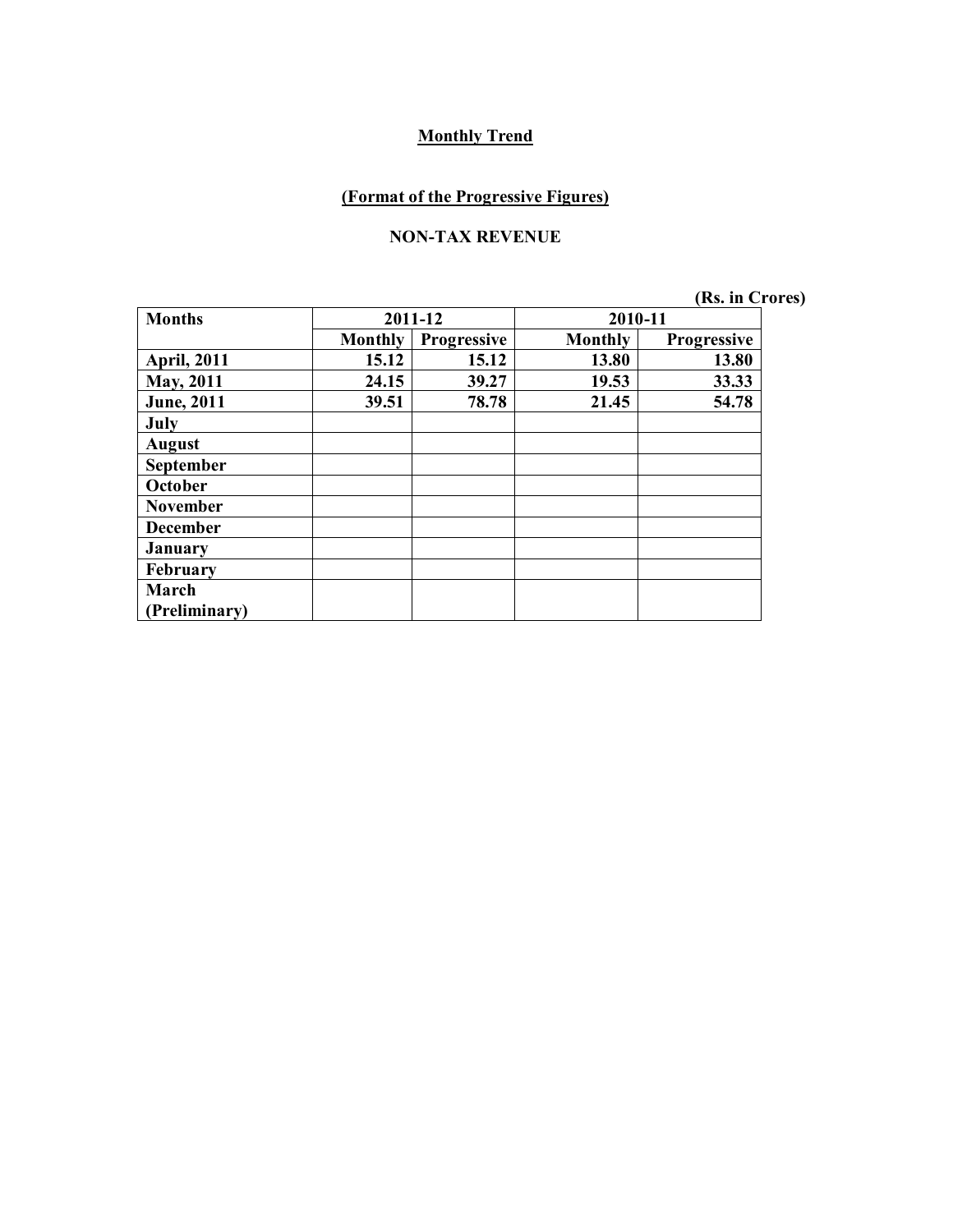## Monthly Trend

### (Format of the Progressive Figures)

### NON-TAX REVENUE

(Rs. in Crores)

| Months | 2011-12 | | 2010-11 | |
|---|---|---|---|---|
| | Monthly | Progressive | Monthly | Progressive |
| April, 2011 | 15.12 | 15.12 | 13.80 | 13.80 |
| May, 2011 | 24.15 | 39.27 | 19.53 | 33.33 |
| June, 2011 | 39.51 | 78.78 | 21.45 | 54.78 |
| July | | | | |
| August | | | | |
| September | | | | |
| October | | | | |
| November | | | | |
| December | | | | |
| January | | | | |
| February | | | | |
| March (Preliminary) | | | | |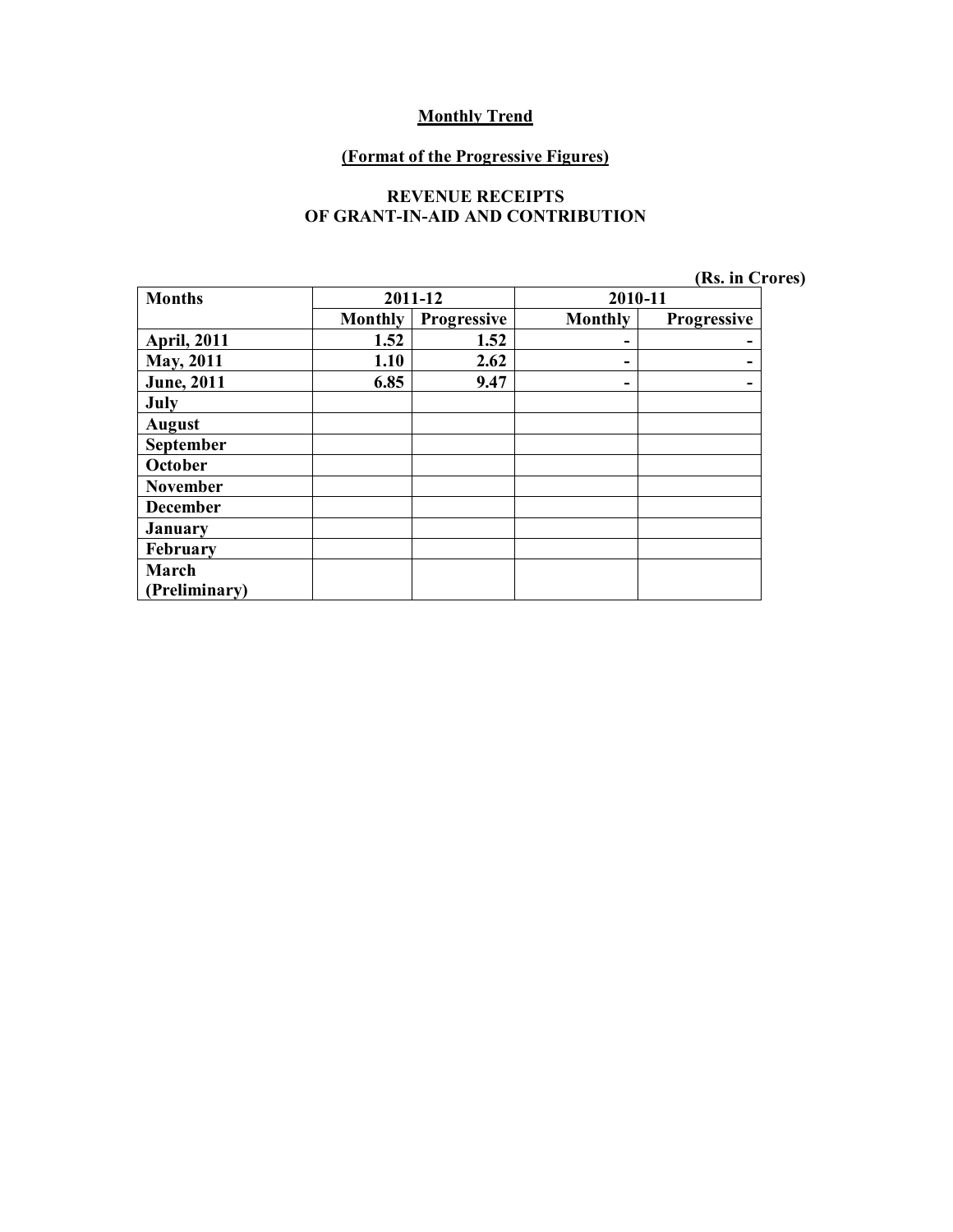**Monthly Trend**

**(Format of the Progressive Figures)**

**REVENUE RECEIPTS**
**OF GRANT-IN-AID AND CONTRIBUTION**

**(Rs. in Crores)**

| Months | 2011-12 | | 2010-11 | |
|---|---|---|---|---|
| | Monthly | Progressive | Monthly | Progressive |
| April, 2011 | 1.52 | 1.52 | - | - |
| May, 2011 | 1.10 | 2.62 | - | - |
| June, 2011 | 6.85 | 9.47 | - | - |
| July | | | | |
| August | | | | |
| September | | | | |
| October | | | | |
| November | | | | |
| December | | | | |
| January | | | | |
| February | | | | |
| March (Preliminary) | | | | |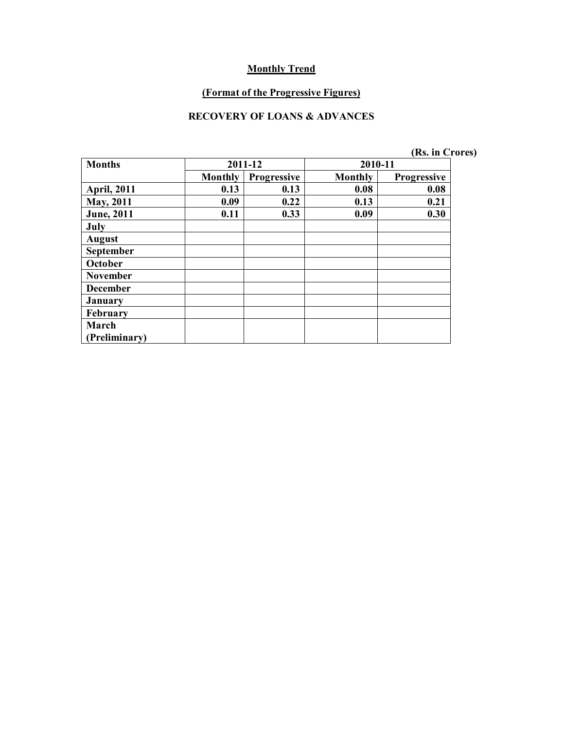## Monthly Trend

### (Format of the Progressive Figures)

### RECOVERY OF LOANS & ADVANCES

**(Rs. in Crores)**

| Months | 2011-12 | | 2010-11 | |
|---|---|---|---|---|
| | Monthly | Progressive | Monthly | Progressive |
| April, 2011 | 0.13 | 0.13 | 0.08 | 0.08 |
| May, 2011 | 0.09 | 0.22 | 0.13 | 0.21 |
| June, 2011 | 0.11 | 0.33 | 0.09 | 0.30 |
| July | | | | |
| August | | | | |
| September | | | | |
| October | | | | |
| November | | | | |
| December | | | | |
| January | | | | |
| February | | | | |
| March (Preliminary) | | | | |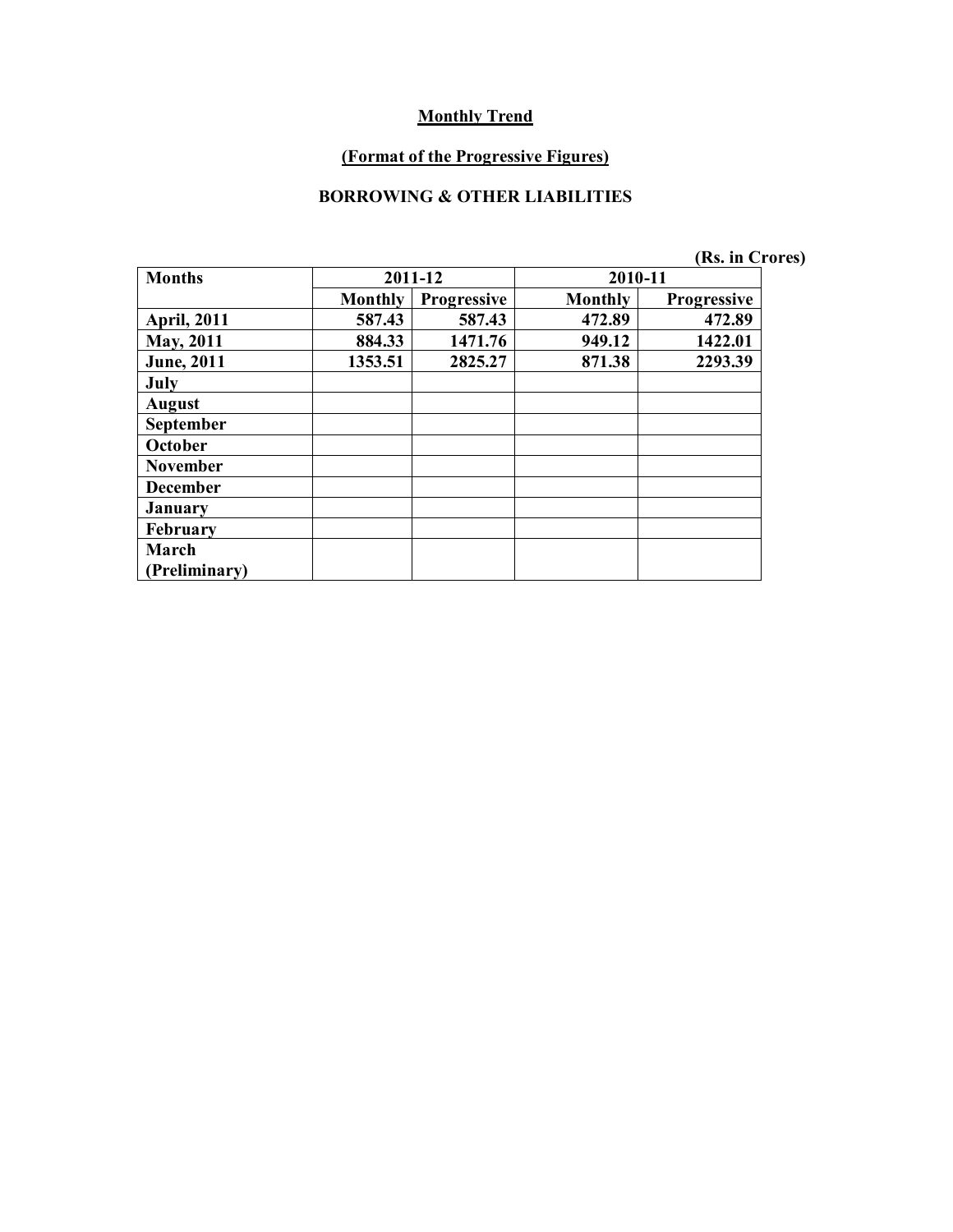## Monthly Trend

## (Format of the Progressive Figures)

### BORROWING & OTHER LIABILITIES

**(Rs. in Crores)**

| Months | 2011-12 | | 2010-11 | |
|---|---|---|---|---|
| | Monthly | Progressive | Monthly | Progressive |
| April, 2011 | 587.43 | 587.43 | 472.89 | 472.89 |
| May, 2011 | 884.33 | 1471.76 | 949.12 | 1422.01 |
| June, 2011 | 1353.51 | 2825.27 | 871.38 | 2293.39 |
| July | | | | |
| August | | | | |
| September | | | | |
| October | | | | |
| November | | | | |
| December | | | | |
| January | | | | |
| February | | | | |
| March (Preliminary) | | | | |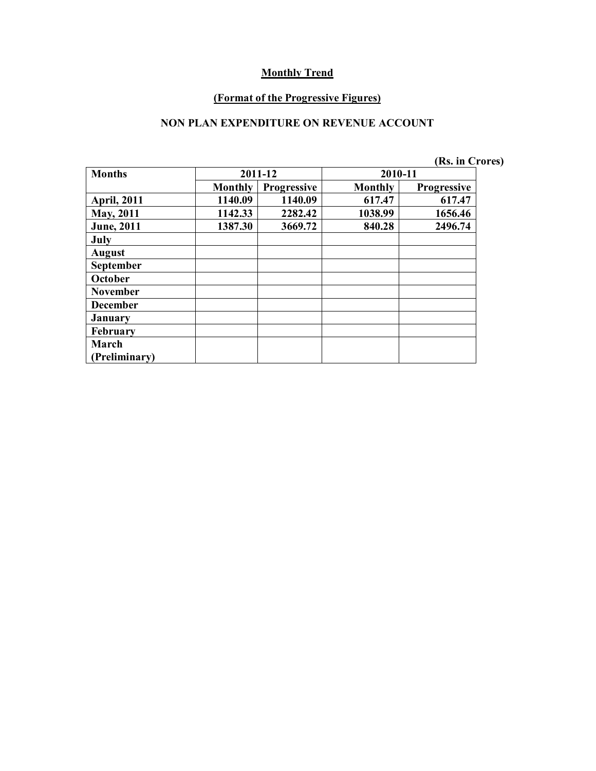**Monthly Trend**

**(Format of the Progressive Figures)**

**NON PLAN EXPENDITURE ON REVENUE ACCOUNT**

**(Rs. in Crores)**

| Months | 2011-12 | | 2010-11 | |
|---|---|---|---|---|
| | Monthly | Progressive | Monthly | Progressive |
| April, 2011 | 1140.09 | 1140.09 | 617.47 | 617.47 |
| May, 2011 | 1142.33 | 2282.42 | 1038.99 | 1656.46 |
| June, 2011 | 1387.30 | 3669.72 | 840.28 | 2496.74 |
| July | | | | |
| August | | | | |
| September | | | | |
| October | | | | |
| November | | | | |
| December | | | | |
| January | | | | |
| February | | | | |
| March (Preliminary) | | | | |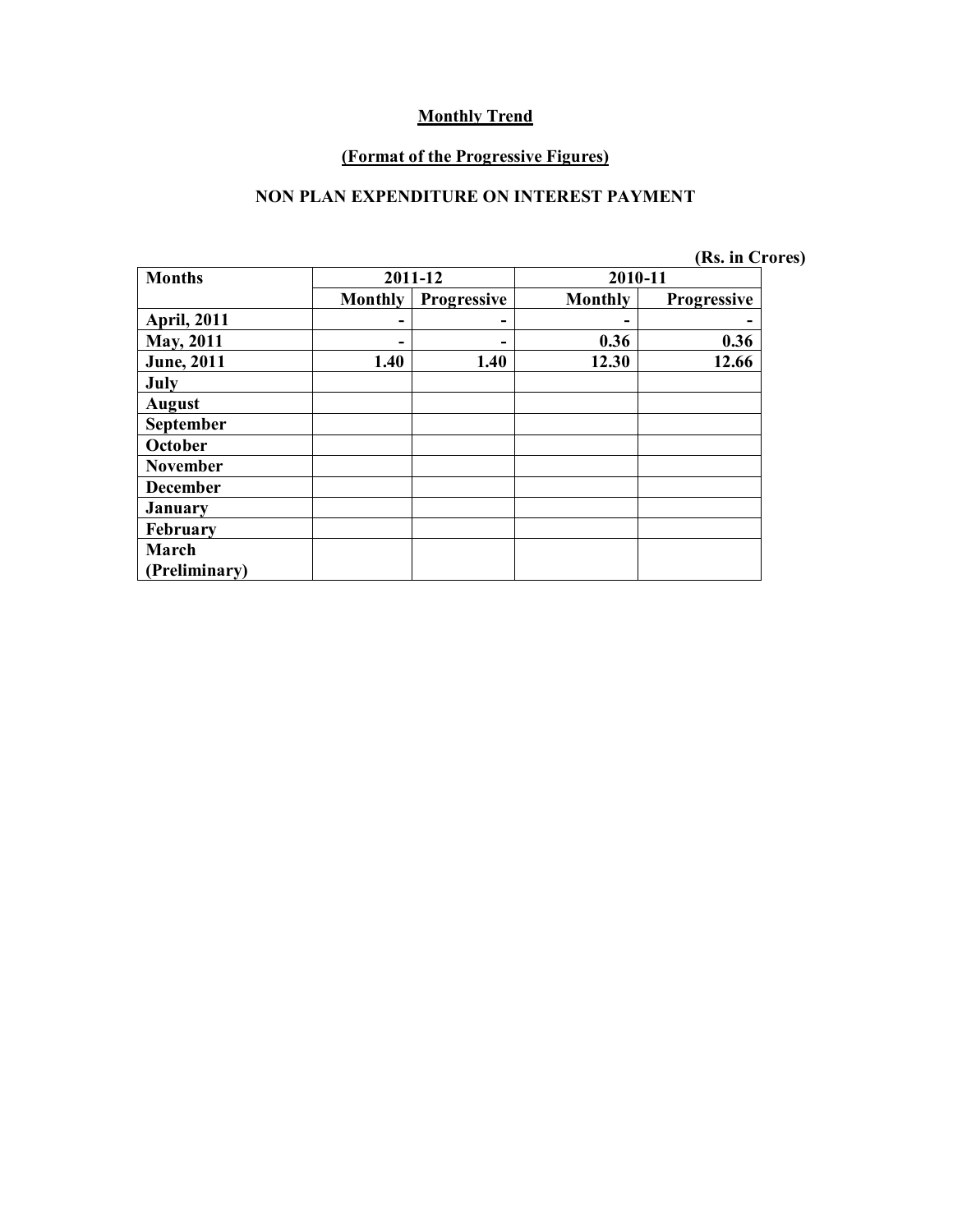# Monthly Trend

## (Format of the Progressive Figures)

### NON PLAN EXPENDITURE ON INTEREST PAYMENT

(Rs. in Crores)

| Months | 2011-12 | | 2010-11 | |
|---|---|---|---|---|
| | Monthly | Progressive | Monthly | Progressive |
| April, 2011 | - | - | - | - |
| May, 2011 | - | - | 0.36 | 0.36 |
| June, 2011 | 1.40 | 1.40 | 12.30 | 12.66 |
| July | | | | |
| August | | | | |
| September | | | | |
| October | | | | |
| November | | | | |
| December | | | | |
| January | | | | |
| February | | | | |
| March (Preliminary) | | | | |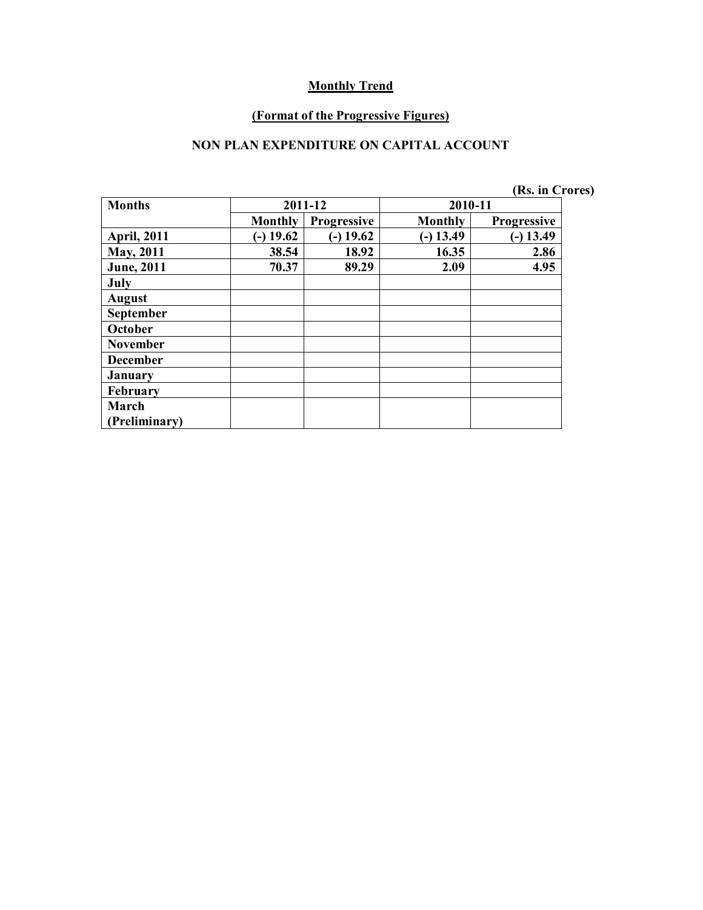**Monthly Trend**

**(Format of the Progressive Figures)**

**NON PLAN EXPENDITURE ON CAPITAL ACCOUNT**

**(Rs. in Crores)**

| Months | 2011-12 | | 2010-11 | |
|---|---|---|---|---|
| | Monthly | Progressive | Monthly | Progressive |
| April, 2011 | (-) 19.62 | (-) 19.62 | (-) 13.49 | (-) 13.49 |
| May, 2011 | 38.54 | 18.92 | 16.35 | 2.86 |
| June, 2011 | 70.37 | 89.29 | 2.09 | 4.95 |
| July | | | | |
| August | | | | |
| September | | | | |
| October | | | | |
| November | | | | |
| December | | | | |
| January | | | | |
| February | | | | |
| March (Preliminary) | | | | |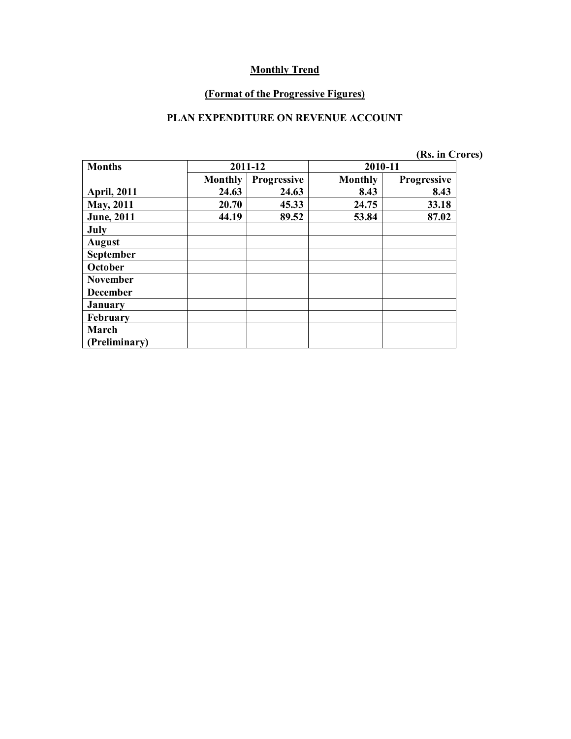**Monthly Trend**

**(Format of the Progressive Figures)**

**PLAN EXPENDITURE ON REVENUE ACCOUNT**

**(Rs. in Crores)**

| Months | 2011-12 | | 2010-11 | |
|---|---|---|---|---|
| | Monthly | Progressive | Monthly | Progressive |
| April, 2011 | 24.63 | 24.63 | 8.43 | 8.43 |
| May, 2011 | 20.70 | 45.33 | 24.75 | 33.18 |
| June, 2011 | 44.19 | 89.52 | 53.84 | 87.02 |
| July | | | | |
| August | | | | |
| September | | | | |
| October | | | | |
| November | | | | |
| December | | | | |
| January | | | | |
| February | | | | |
| March (Preliminary) | | | | |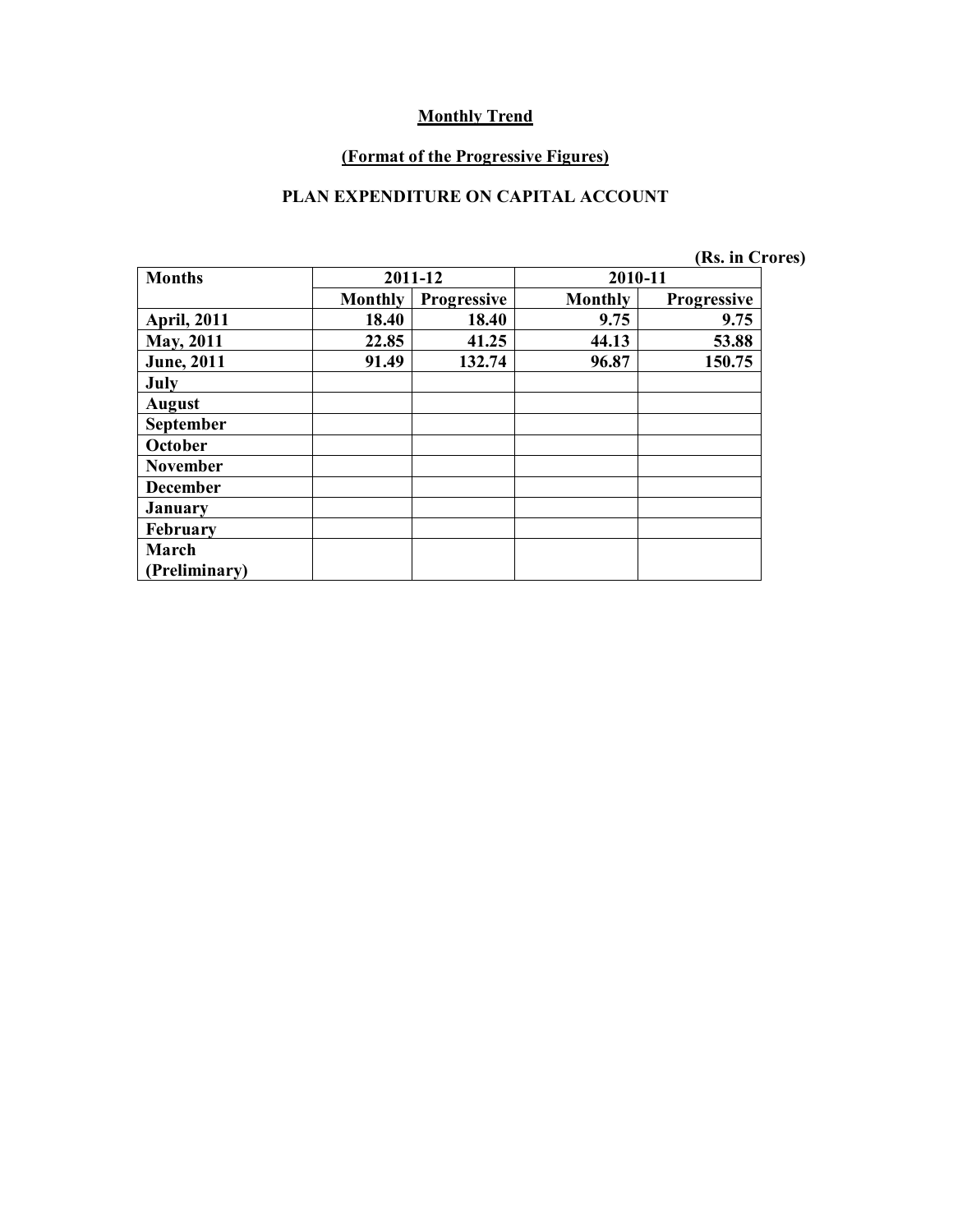## Monthly Trend

### (Format of the Progressive Figures)

### PLAN EXPENDITURE ON CAPITAL ACCOUNT

**(Rs. in Crores)**

| Months | 2011-12 | | 2010-11 | |
|---|---|---|---|---|
| | Monthly | Progressive | Monthly | Progressive |
| April, 2011 | 18.40 | 18.40 | 9.75 | 9.75 |
| May, 2011 | 22.85 | 41.25 | 44.13 | 53.88 |
| June, 2011 | 91.49 | 132.74 | 96.87 | 150.75 |
| July | | | | |
| August | | | | |
| September | | | | |
| October | | | | |
| November | | | | |
| December | | | | |
| January | | | | |
| February | | | | |
| March (Preliminary) | | | | |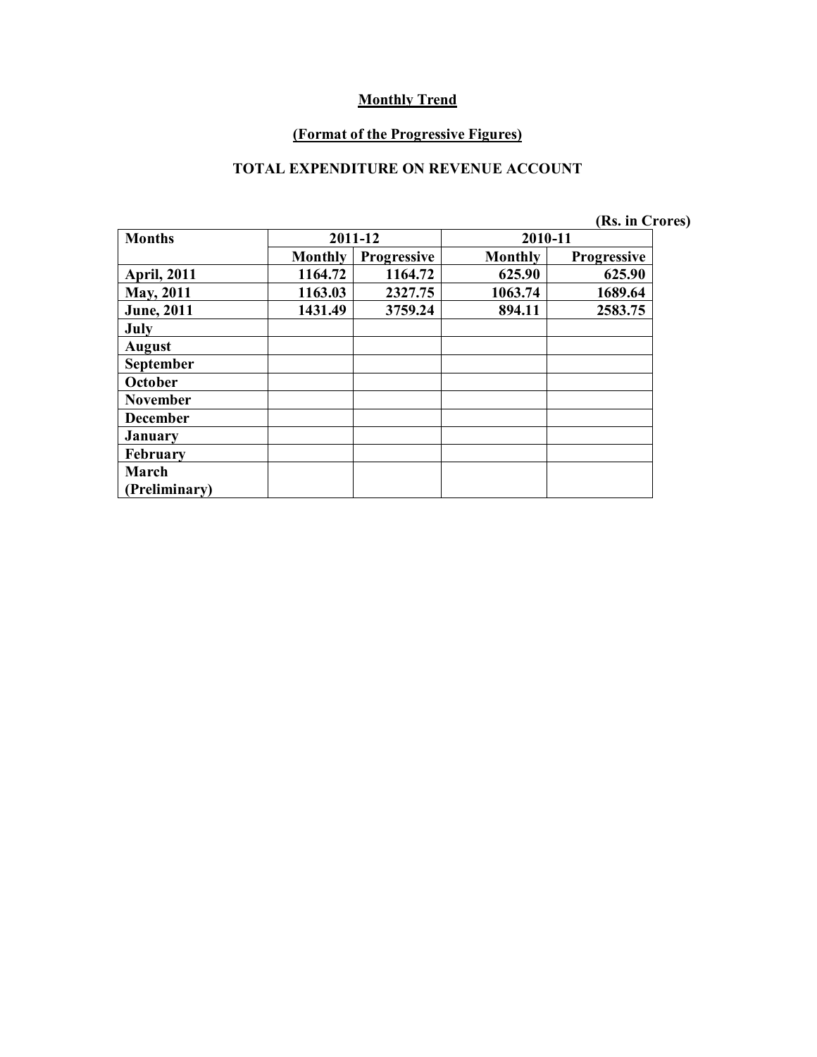**Monthly Trend**

**(Format of the Progressive Figures)**

**TOTAL EXPENDITURE ON REVENUE ACCOUNT**

(Rs. in Crores)

| Months | 2011-12 | | 2010-11 | |
|---|---|---|---|---|
| | Monthly | Progressive | Monthly | Progressive |
| April, 2011 | 1164.72 | 1164.72 | 625.90 | 625.90 |
| May, 2011 | 1163.03 | 2327.75 | 1063.74 | 1689.64 |
| June, 2011 | 1431.49 | 3759.24 | 894.11 | 2583.75 |
| July | | | | |
| August | | | | |
| September | | | | |
| October | | | | |
| November | | | | |
| December | | | | |
| January | | | | |
| February | | | | |
| March (Preliminary) | | | | |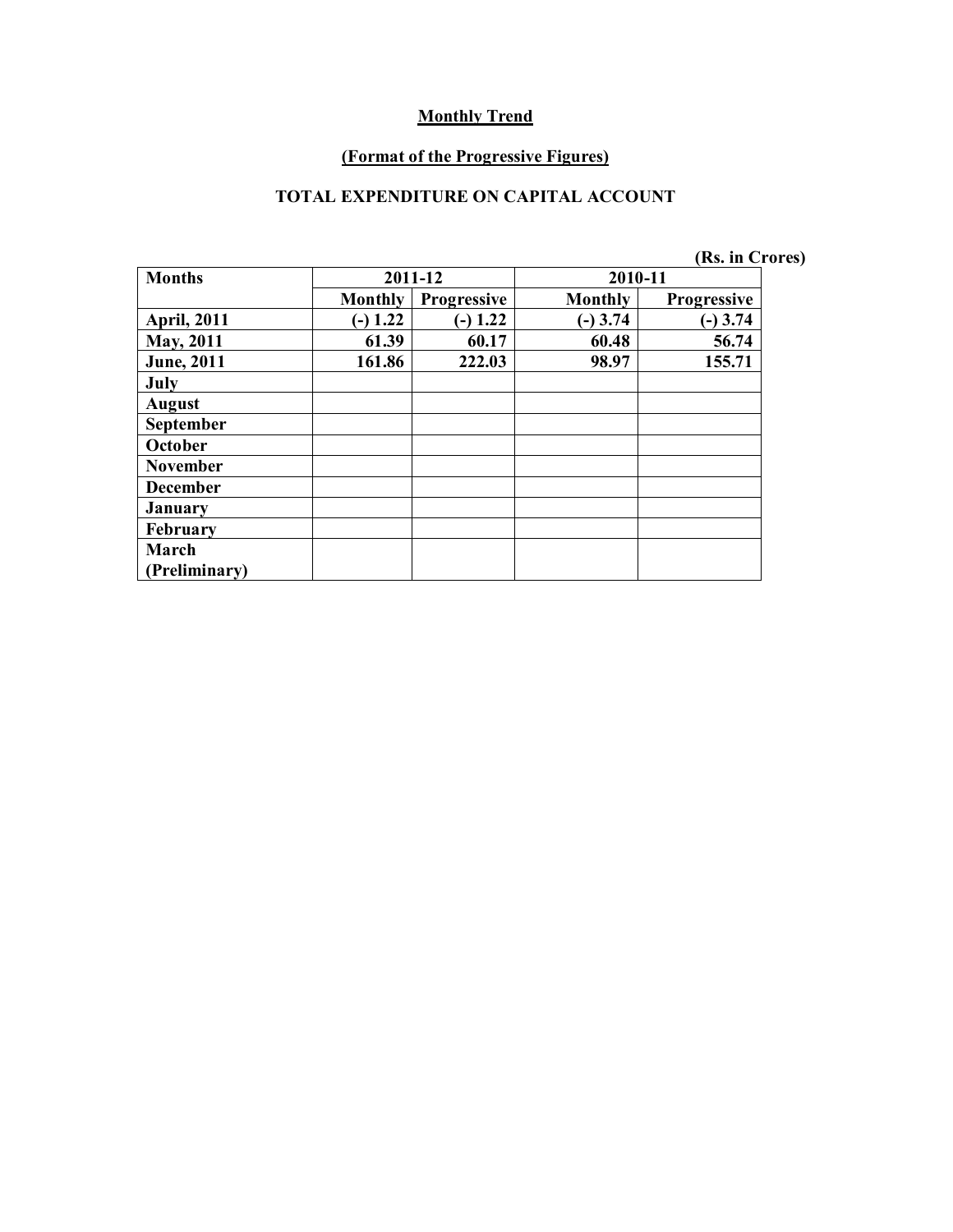**Monthly Trend**

**(Format of the Progressive Figures)**

**TOTAL EXPENDITURE ON CAPITAL ACCOUNT**

(Rs. in Crores)

| Months | 2011-12 | | 2010-11 | |
|---|---|---|---|---|
| | Monthly | Progressive | Monthly | Progressive |
| April, 2011 | (-) 1.22 | (-) 1.22 | (-) 3.74 | (-) 3.74 |
| May, 2011 | 61.39 | 60.17 | 60.48 | 56.74 |
| June, 2011 | 161.86 | 222.03 | 98.97 | 155.71 |
| July | | | | |
| August | | | | |
| September | | | | |
| October | | | | |
| November | | | | |
| December | | | | |
| January | | | | |
| February | | | | |
| March (Preliminary) | | | | |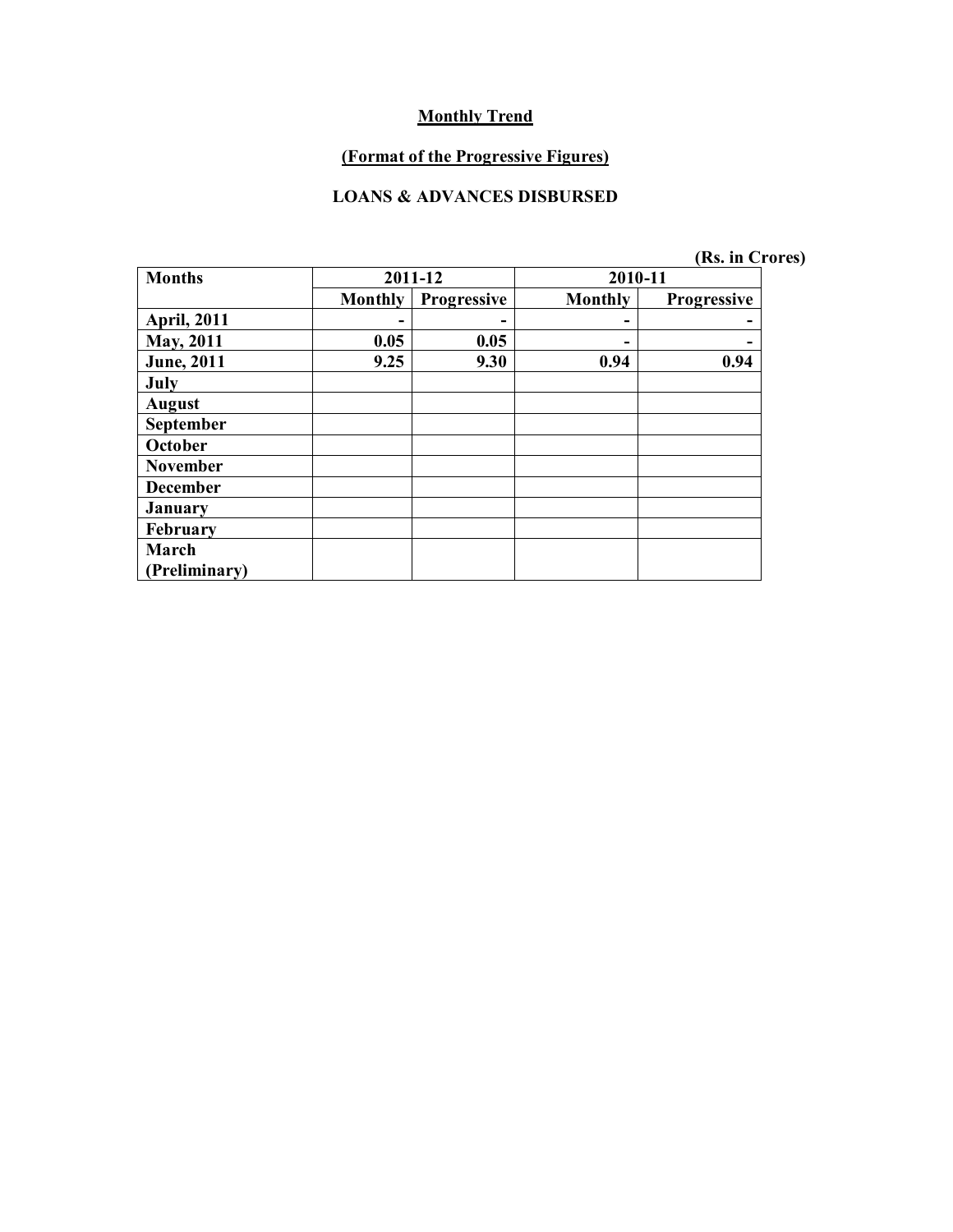## Monthly Trend

### (Format of the Progressive Figures)

### LOANS & ADVANCES DISBURSED

(Rs. in Crores)

| Months | 2011-12 | | 2010-11 | |
|---|---|---|---|---|
| | Monthly | Progressive | Monthly | Progressive |
| April, 2011 | - | - | - | - |
| May, 2011 | 0.05 | 0.05 | - | - |
| June, 2011 | 9.25 | 9.30 | 0.94 | 0.94 |
| July | | | | |
| August | | | | |
| September | | | | |
| October | | | | |
| November | | | | |
| December | | | | |
| January | | | | |
| February | | | | |
| March (Preliminary) | | | | |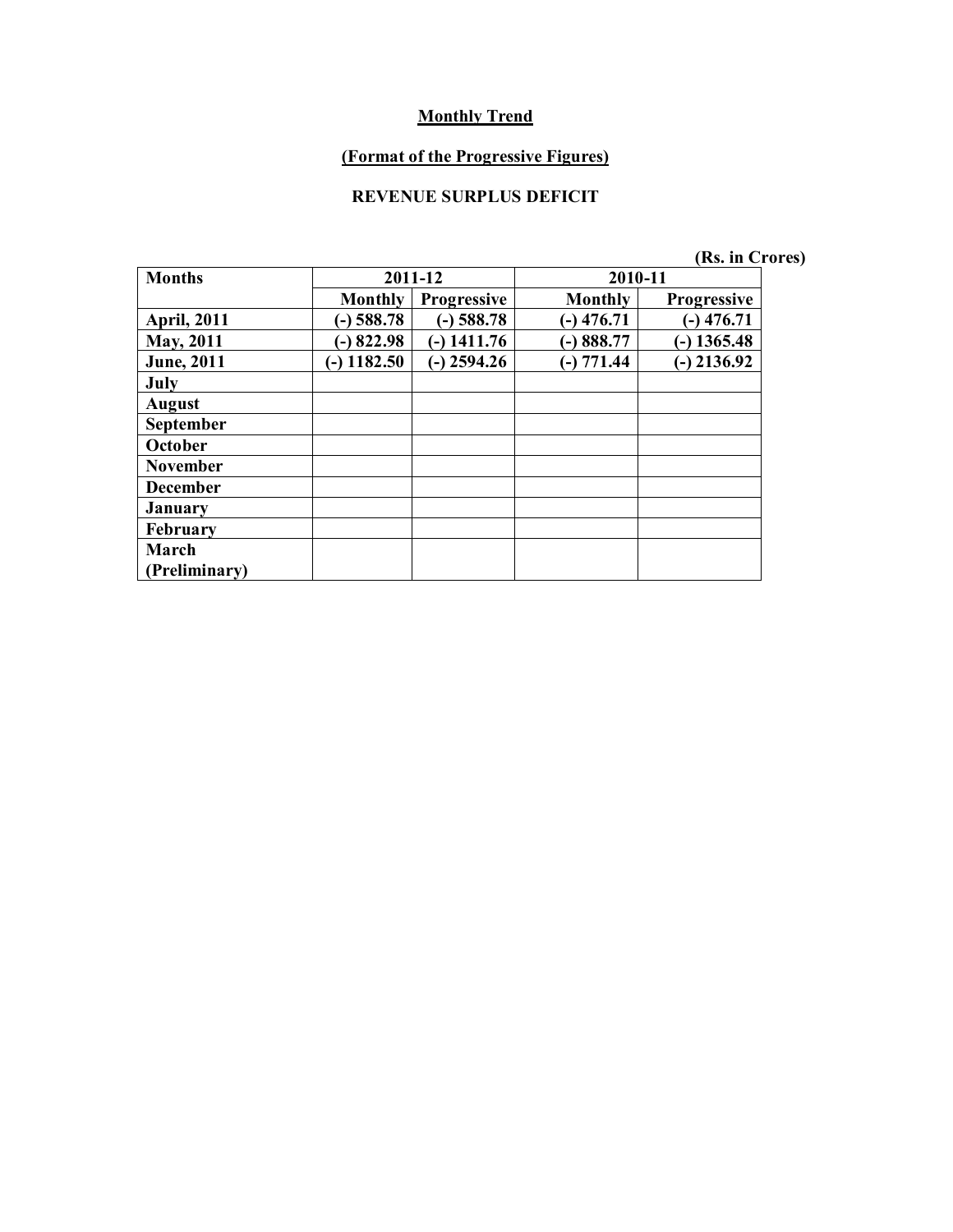**Monthly Trend**

**(Format of the Progressive Figures)**

**REVENUE SURPLUS DEFICIT**

(Rs. in Crores)

| Months | 2011-12 | | 2010-11 | |
|---|---|---|---|---|
| | Monthly | Progressive | Monthly | Progressive |
| April, 2011 | (-) 588.78 | (-) 588.78 | (-) 476.71 | (-) 476.71 |
| May, 2011 | (-) 822.98 | (-) 1411.76 | (-) 888.77 | (-) 1365.48 |
| June, 2011 | (-) 1182.50 | (-) 2594.26 | (-) 771.44 | (-) 2136.92 |
| July | | | | |
| August | | | | |
| September | | | | |
| October | | | | |
| November | | | | |
| December | | | | |
| January | | | | |
| February | | | | |
| March (Preliminary) | | | | |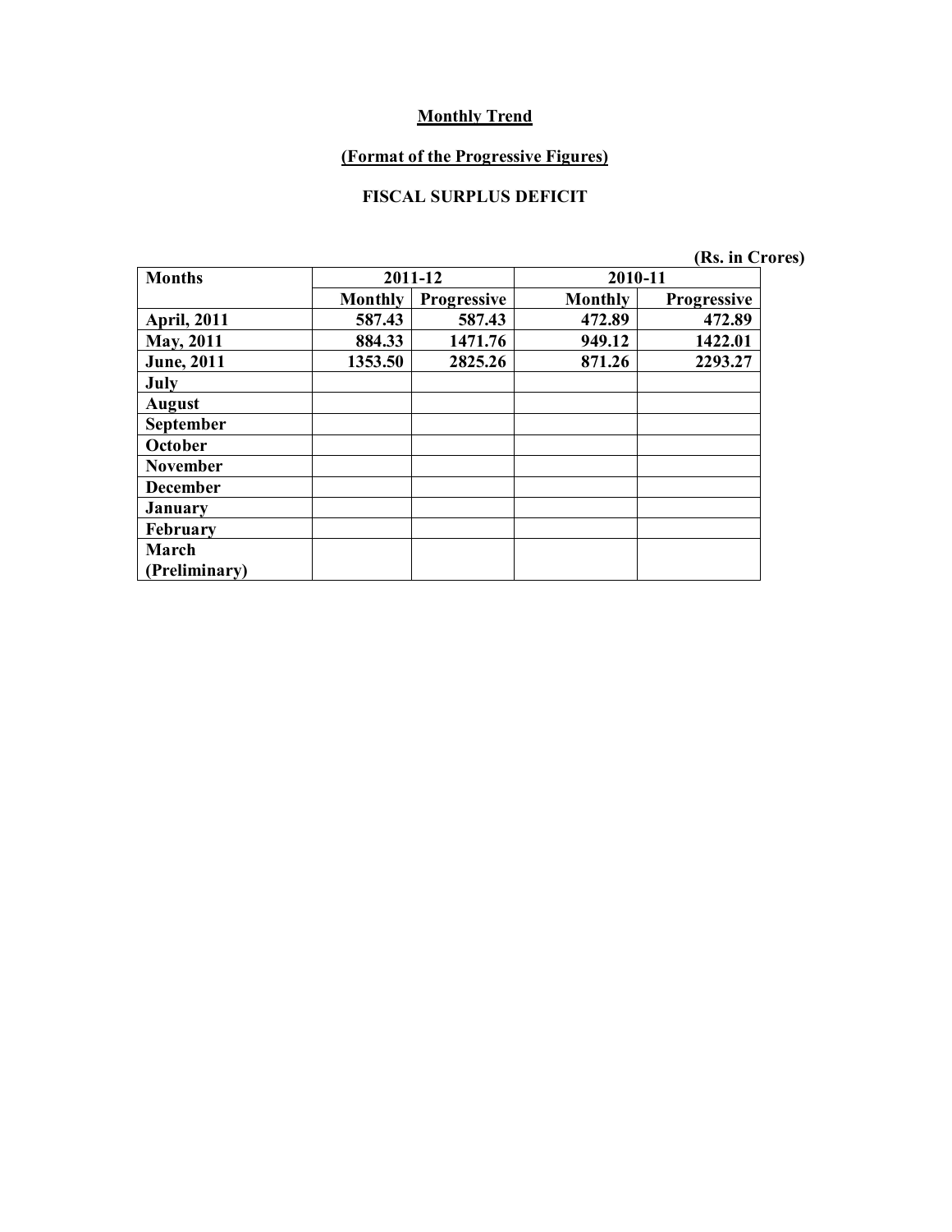## Monthly Trend

### (Format of the Progressive Figures)

### FISCAL SURPLUS DEFICIT

(Rs. in Crores)

| Months | 2011-12 | | 2010-11 | |
|---|---|---|---|---|
| | Monthly | Progressive | Monthly | Progressive |
| April, 2011 | 587.43 | 587.43 | 472.89 | 472.89 |
| May, 2011 | 884.33 | 1471.76 | 949.12 | 1422.01 |
| June, 2011 | 1353.50 | 2825.26 | 871.26 | 2293.27 |
| July | | | | |
| August | | | | |
| September | | | | |
| October | | | | |
| November | | | | |
| December | | | | |
| January | | | | |
| February | | | | |
| March (Preliminary) | | | | |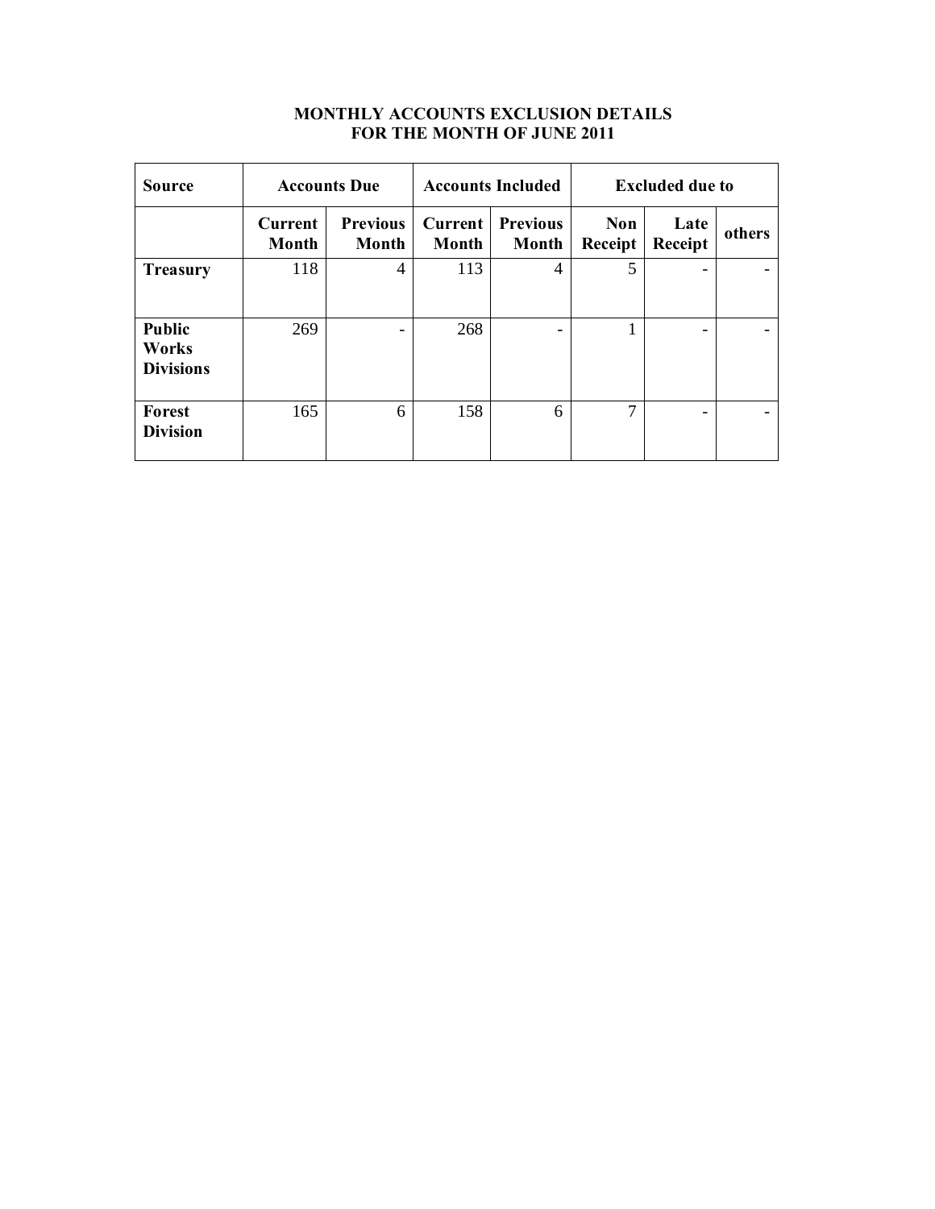**MONTHLY ACCOUNTS EXCLUSION DETAILS**
**FOR THE MONTH OF JUNE 2011**

| Source | Accounts Due | | Accounts Included | | Excluded due to | | |
|---|---|---|---|---|---|---|---|
| | Current Month | Previous Month | Current Month | Previous Month | Non Receipt | Late Receipt | others |
| **Treasury** | 118 | 4 | 113 | 4 | 5 | - | - |
| **Public Works Divisions** | 269 | - | 268 | - | 1 | - | - |
| **Forest Division** | 165 | 6 | 158 | 6 | 7 | - | - |